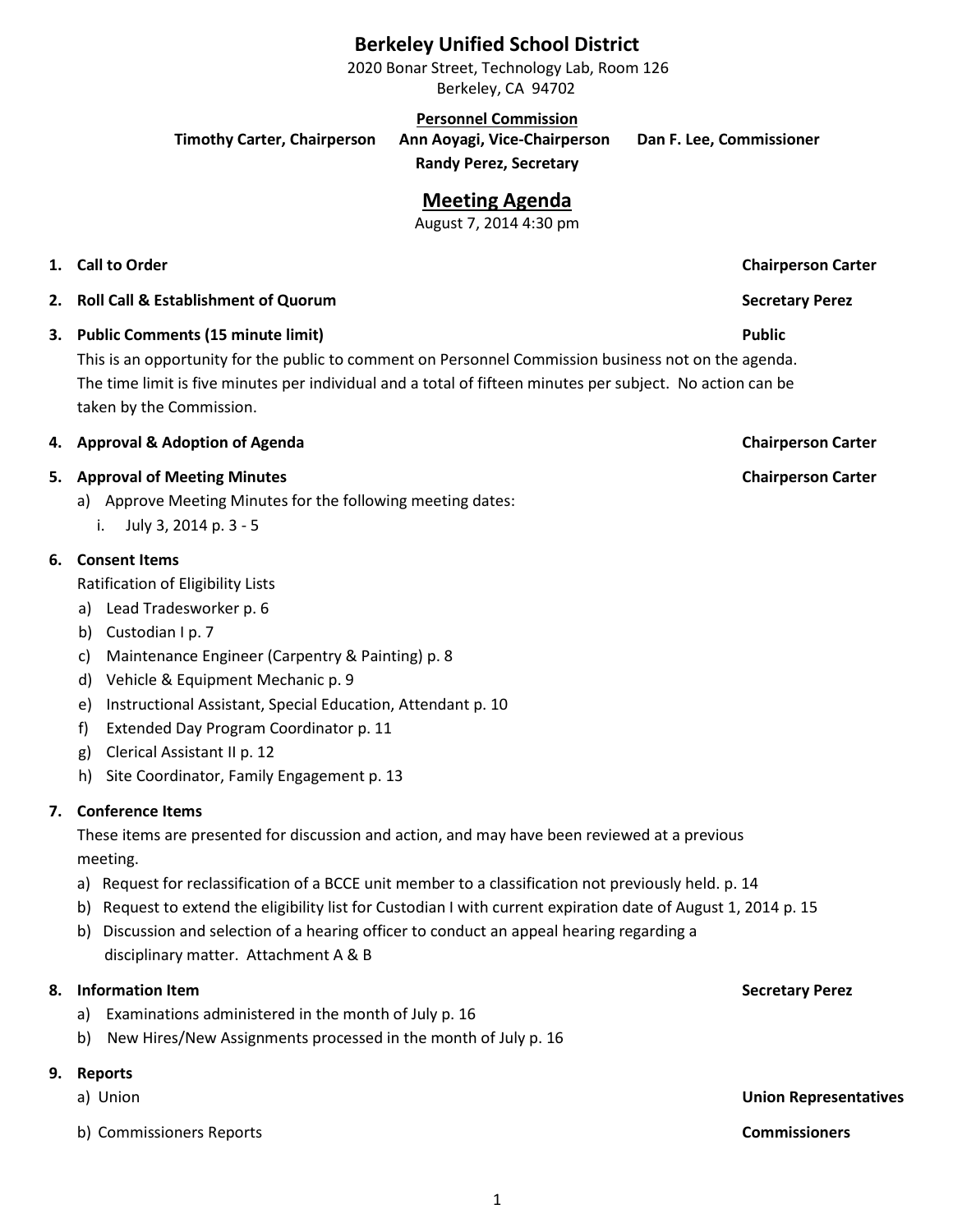# Berkeley Unified School District

2020 Bonar Street, Technology Lab, Room 126
Berkeley, CA 94702

**Personnel Commission**

**Timothy Carter, Chairperson** **Ann Aoyagi, Vice-Chairperson** **Dan F. Lee, Commissioner**
**Randy Perez, Secretary**

## Meeting Agenda

August 7, 2014 4:30 pm

1. **Call to Order** — **Chairperson Carter**
2. **Roll Call & Establishment of Quorum** — **Secretary Perez**
3. **Public Comments (15 minute limit)** — **Public**

   This is an opportunity for the public to comment on Personnel Commission business not on the agenda. The time limit is five minutes per individual and a total of fifteen minutes per subject. No action can be taken by the Commission.

4. **Approval & Adoption of Agenda** — **Chairperson Carter**
5. **Approval of Meeting Minutes** — **Chairperson Carter**
   a) Approve Meeting Minutes for the following meeting dates:
      i. July 3, 2014 p. 3 - 5
6. **Consent Items**

   Ratification of Eligibility Lists
   a) Lead Tradesworker p. 6
   b) Custodian I p. 7
   c) Maintenance Engineer (Carpentry & Painting) p. 8
   d) Vehicle & Equipment Mechanic p. 9
   e) Instructional Assistant, Special Education, Attendant p. 10
   f) Extended Day Program Coordinator p. 11
   g) Clerical Assistant II p. 12
   h) Site Coordinator, Family Engagement p. 13
7. **Conference Items**

   These items are presented for discussion and action, and may have been reviewed at a previous meeting.
   a) Request for reclassification of a BCCE unit member to a classification not previously held. p. 14
   b) Request to extend the eligibility list for Custodian I with current expiration date of August 1, 2014 p. 15
   b) Discussion and selection of a hearing officer to conduct an appeal hearing regarding a disciplinary matter. Attachment A & B
8. **Information Item** — **Secretary Perez**
   a) Examinations administered in the month of July p. 16
   b) New Hires/New Assignments processed in the month of July p. 16
9. **Reports**
   a) Union — **Union Representatives**
   b) Commissioners Reports — **Commissioners**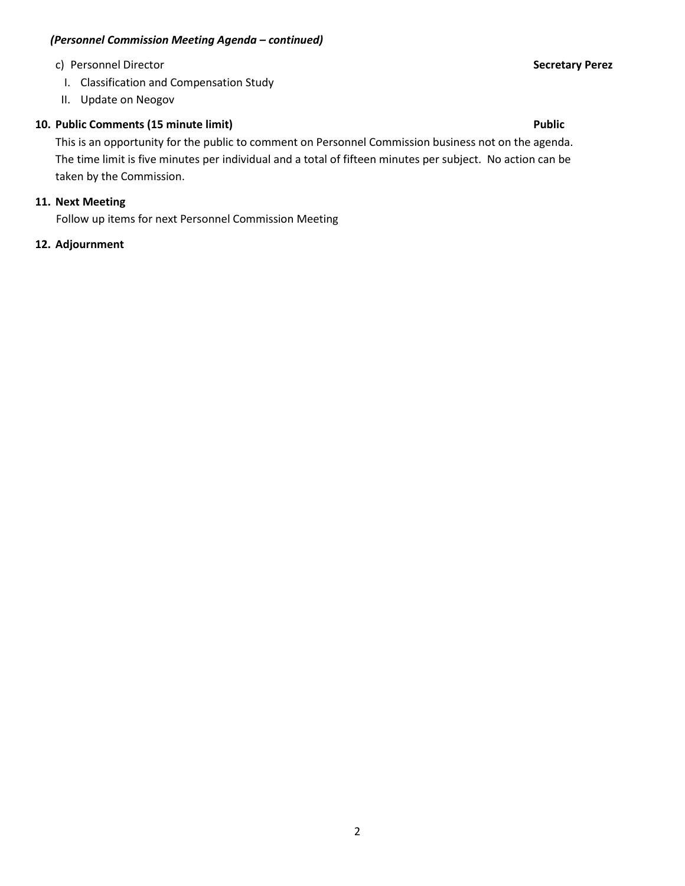***(Personnel Commission Meeting Agenda – continued)***

c) Personnel Director **Secretary Perez**

I. Classification and Compensation Study
II. Update on Neogov

**10. Public Comments (15 minute limit)** **Public**

This is an opportunity for the public to comment on Personnel Commission business not on the agenda. The time limit is five minutes per individual and a total of fifteen minutes per subject. No action can be taken by the Commission.

**11. Next Meeting**

Follow up items for next Personnel Commission Meeting

**12. Adjournment**